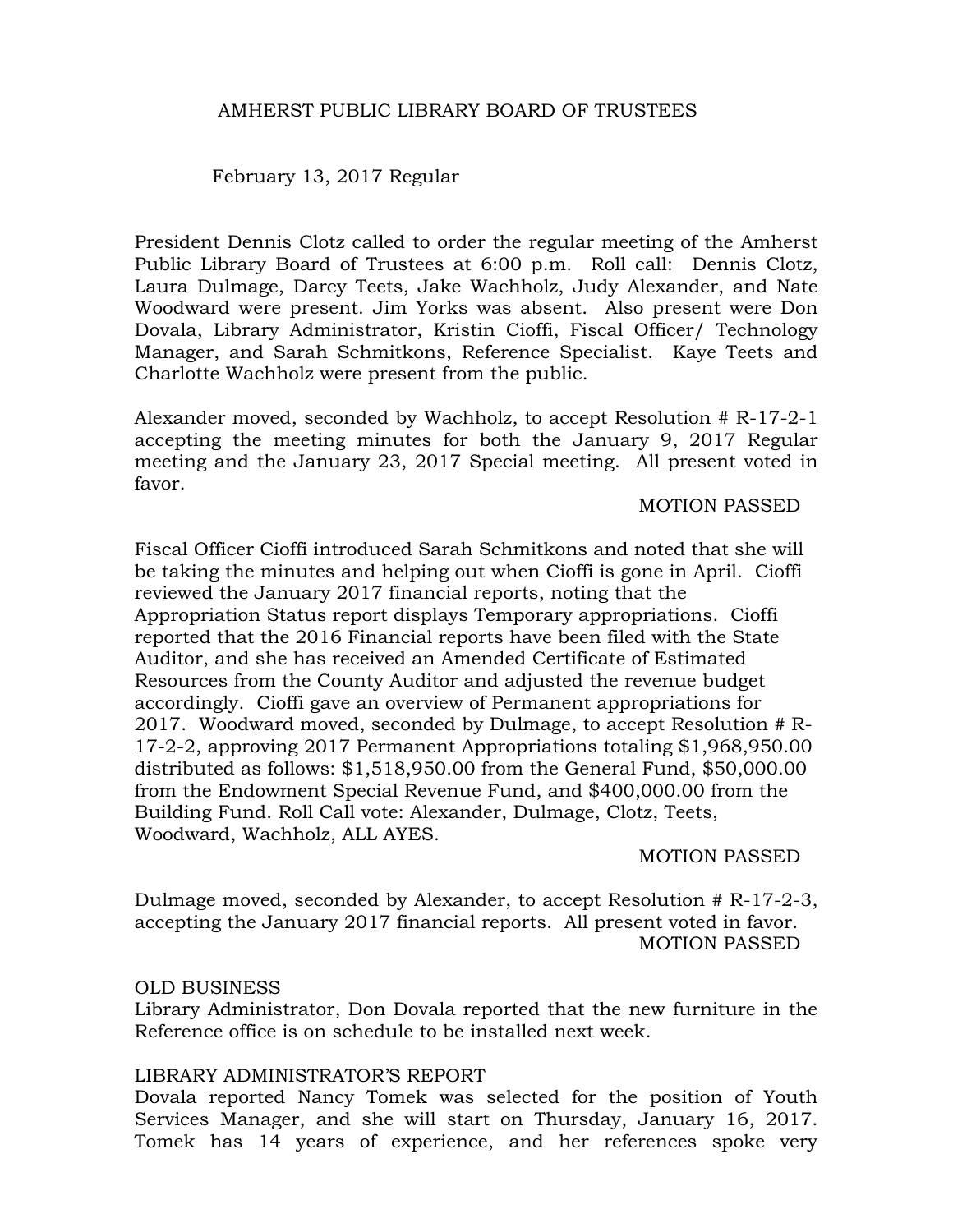# AMHERST PUBLIC LIBRARY BOARD OF TRUSTEES

February 13, 2017 Regular

President Dennis Clotz called to order the regular meeting of the Amherst Public Library Board of Trustees at 6:00 p.m. Roll call: Dennis Clotz, Laura Dulmage, Darcy Teets, Jake Wachholz, Judy Alexander, and Nate Woodward were present. Jim Yorks was absent. Also present were Don Dovala, Library Administrator, Kristin Cioffi, Fiscal Officer/ Technology Manager, and Sarah Schmitkons, Reference Specialist. Kaye Teets and Charlotte Wachholz were present from the public.

Alexander moved, seconded by Wachholz, to accept Resolution # R-17-2-1 accepting the meeting minutes for both the January 9, 2017 Regular meeting and the January 23, 2017 Special meeting. All present voted in favor.

MOTION PASSED

Fiscal Officer Cioffi introduced Sarah Schmitkons and noted that she will be taking the minutes and helping out when Cioffi is gone in April. Cioffi reviewed the January 2017 financial reports, noting that the Appropriation Status report displays Temporary appropriations. Cioffi reported that the 2016 Financial reports have been filed with the State Auditor, and she has received an Amended Certificate of Estimated Resources from the County Auditor and adjusted the revenue budget accordingly. Cioffi gave an overview of Permanent appropriations for 2017. Woodward moved, seconded by Dulmage, to accept Resolution # R-17-2-2, approving 2017 Permanent Appropriations totaling $1,968,950.00 distributed as follows: $1,518,950.00 from the General Fund, $50,000.00 from the Endowment Special Revenue Fund, and $400,000.00 from the Building Fund. Roll Call vote: Alexander, Dulmage, Clotz, Teets, Woodward, Wachholz, ALL AYES.

MOTION PASSED

Dulmage moved, seconded by Alexander, to accept Resolution # R-17-2-3, accepting the January 2017 financial reports. All present voted in favor.

MOTION PASSED

## OLD BUSINESS

Library Administrator, Don Dovala reported that the new furniture in the Reference office is on schedule to be installed next week.

## LIBRARY ADMINISTRATOR'S REPORT

Dovala reported Nancy Tomek was selected for the position of Youth Services Manager, and she will start on Thursday, January 16, 2017. Tomek has 14 years of experience, and her references spoke very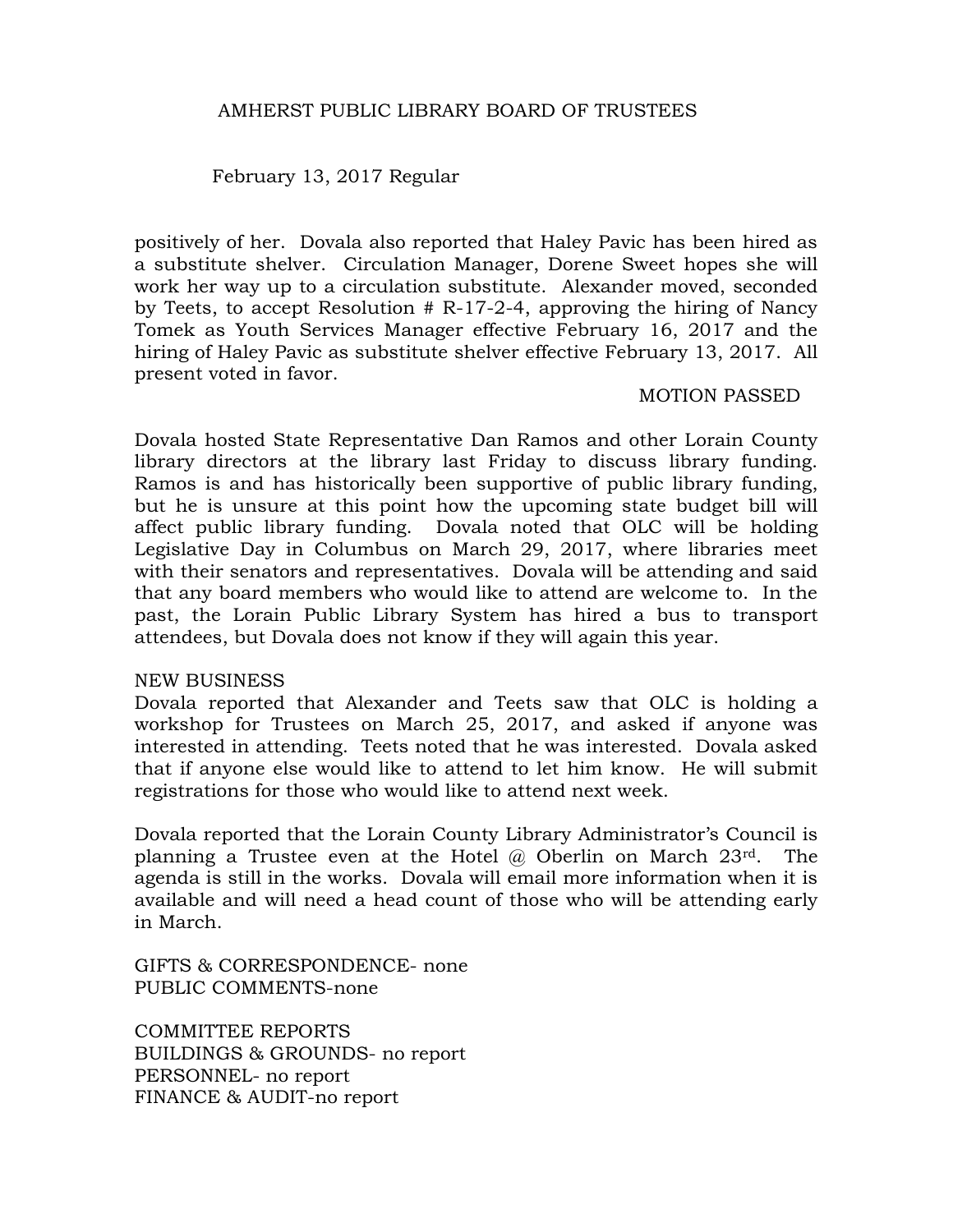AMHERST PUBLIC LIBRARY BOARD OF TRUSTEES

February 13, 2017 Regular

positively of her. Dovala also reported that Haley Pavic has been hired as a substitute shelver. Circulation Manager, Dorene Sweet hopes she will work her way up to a circulation substitute. Alexander moved, seconded by Teets, to accept Resolution # R-17-2-4, approving the hiring of Nancy Tomek as Youth Services Manager effective February 16, 2017 and the hiring of Haley Pavic as substitute shelver effective February 13, 2017. All present voted in favor.

MOTION PASSED

Dovala hosted State Representative Dan Ramos and other Lorain County library directors at the library last Friday to discuss library funding. Ramos is and has historically been supportive of public library funding, but he is unsure at this point how the upcoming state budget bill will affect public library funding. Dovala noted that OLC will be holding Legislative Day in Columbus on March 29, 2017, where libraries meet with their senators and representatives. Dovala will be attending and said that any board members who would like to attend are welcome to. In the past, the Lorain Public Library System has hired a bus to transport attendees, but Dovala does not know if they will again this year.

NEW BUSINESS

Dovala reported that Alexander and Teets saw that OLC is holding a workshop for Trustees on March 25, 2017, and asked if anyone was interested in attending. Teets noted that he was interested. Dovala asked that if anyone else would like to attend to let him know. He will submit registrations for those who would like to attend next week.

Dovala reported that the Lorain County Library Administrator's Council is planning a Trustee even at the Hotel @ Oberlin on March 23rd. The agenda is still in the works. Dovala will email more information when it is available and will need a head count of those who will be attending early in March.

GIFTS & CORRESPONDENCE- none
PUBLIC COMMENTS-none

COMMITTEE REPORTS
BUILDINGS & GROUNDS- no report
PERSONNEL- no report
FINANCE & AUDIT-no report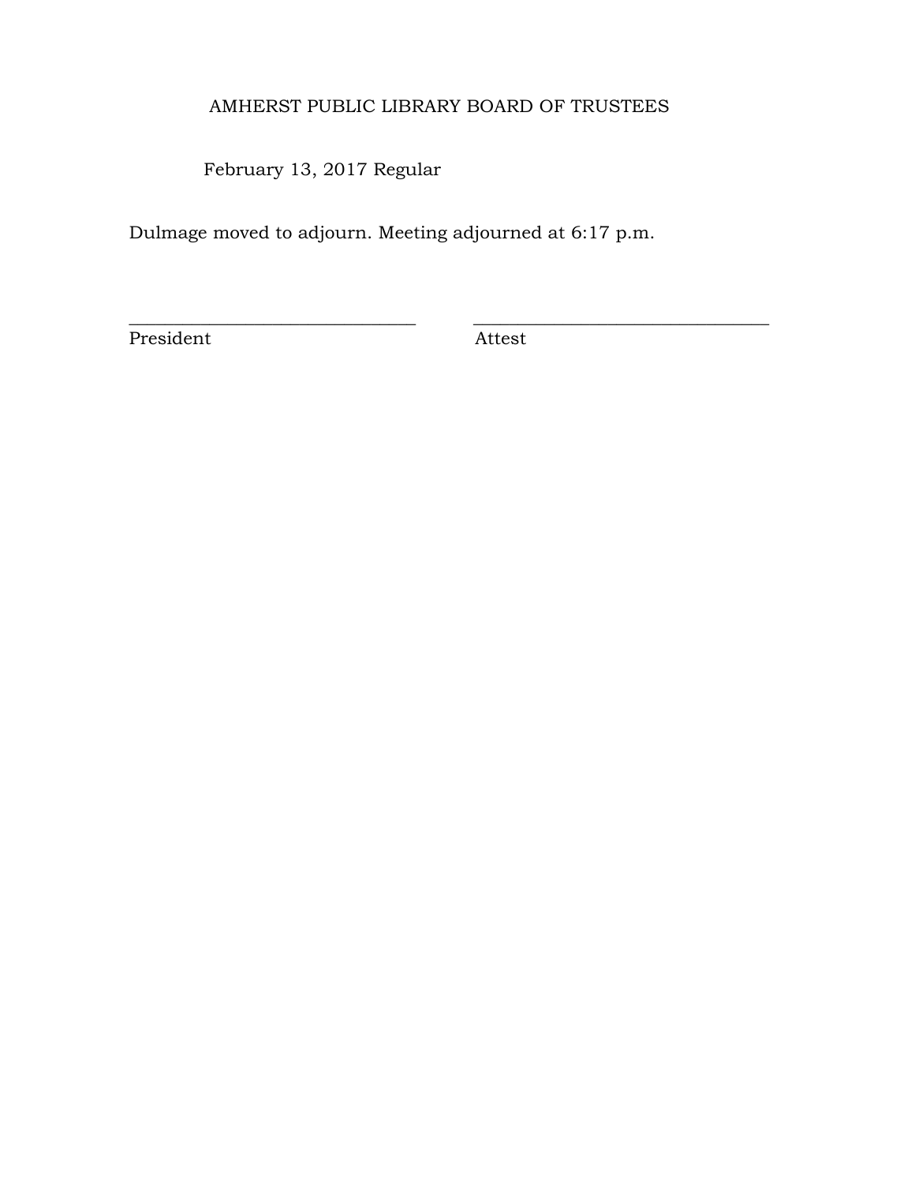AMHERST PUBLIC LIBRARY BOARD OF TRUSTEES

February 13, 2017 Regular

Dulmage moved to adjourn. Meeting adjourned at 6:17 p.m.

________________________________ ________________________________

President Attest